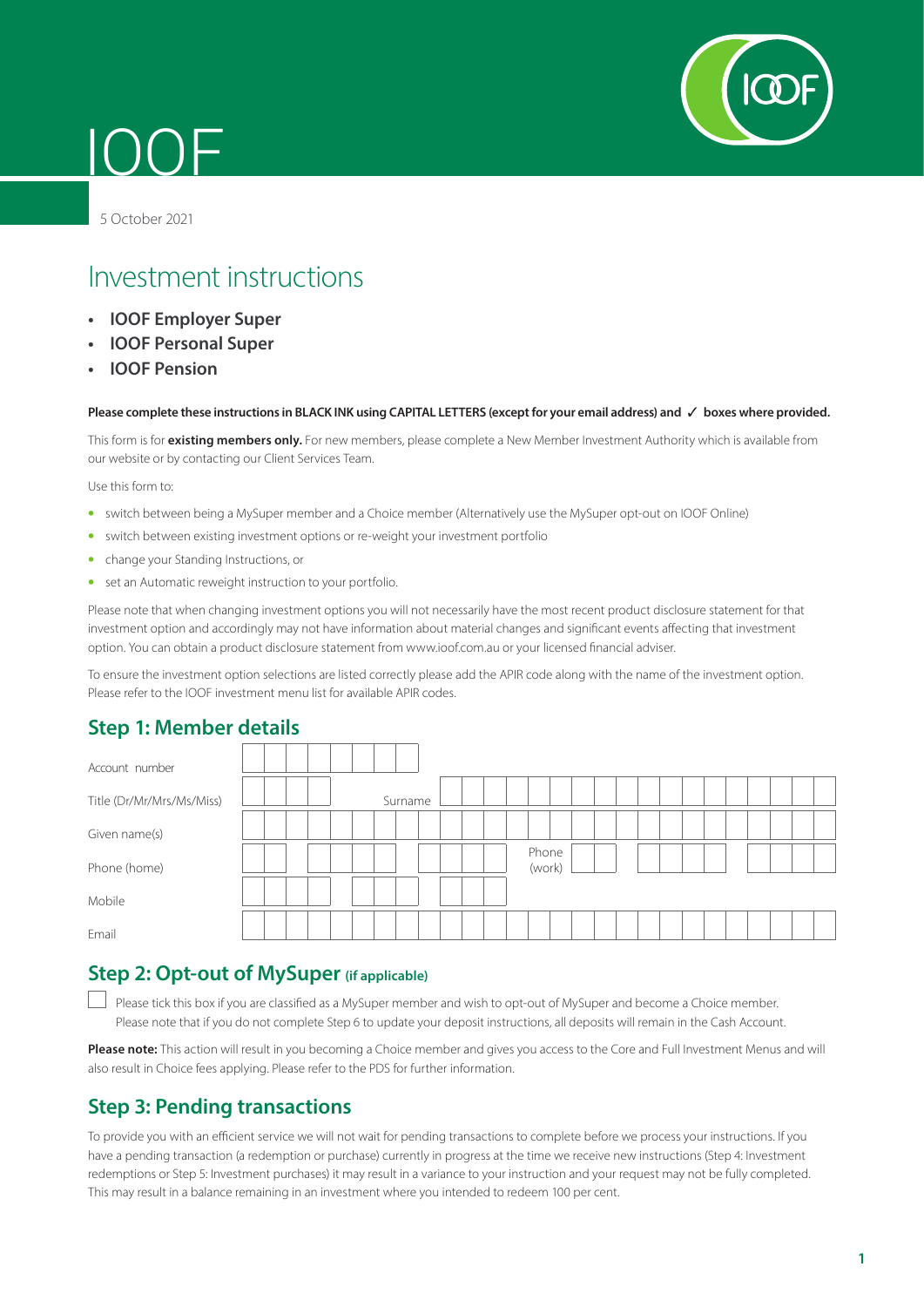# IOOF

5 October 2021

## Investment instructions

- **IOOF Employer Super**
- **IOOF Personal Super**
- **IOOF Pension**

**Please complete these instructions in BLACK INK using CAPITAL LETTERS (except for your email address) and ✓ boxes where provided.**

This form is for **existing members only.** For new members, please complete a New Member Investment Authority which is available from our website or by contacting our Client Services Team.

Use this form to:

- switch between being a MySuper member and a Choice member (Alternatively use the MySuper opt-out on IOOF Online)
- switch between existing investment options or re-weight your investment portfolio
- change your Standing Instructions, or
- set an Automatic reweight instruction to your portfolio.

Please note that when changing investment options you will not necessarily have the most recent product disclosure statement for that investment option and accordingly may not have information about material changes and significant events affecting that investment option. You can obtain a product disclosure statement from www.ioof.com.au or your licensed financial adviser.

To ensure the investment option selections are listed correctly please add the APIR code along with the name of the investment option. Please refer to the IOOF investment menu list for available APIR codes.

## Step 1: Member details

| | | | |
|---|---|---|---|
| Account number | | | |
| Title (Dr/Mr/Mrs/Ms/Miss) | | Surname | |
| Given name(s) | | | |
| Phone (home) | | Phone (work) | |
| Mobile | | | |
| Email | | | |

## Step 2: Opt-out of MySuper (if applicable)

☐ Please tick this box if you are classified as a MySuper member and wish to opt-out of MySuper and become a Choice member. Please note that if you do not complete Step 6 to update your deposit instructions, all deposits will remain in the Cash Account.

**Please note:** This action will result in you becoming a Choice member and gives you access to the Core and Full Investment Menus and will also result in Choice fees applying. Please refer to the PDS for further information.

## Step 3: Pending transactions

To provide you with an efficient service we will not wait for pending transactions to complete before we process your instructions. If you have a pending transaction (a redemption or purchase) currently in progress at the time we receive new instructions (Step 4: Investment redemptions or Step 5: Investment purchases) it may result in a variance to your instruction and your request may not be fully completed. This may result in a balance remaining in an investment where you intended to redeem 100 per cent.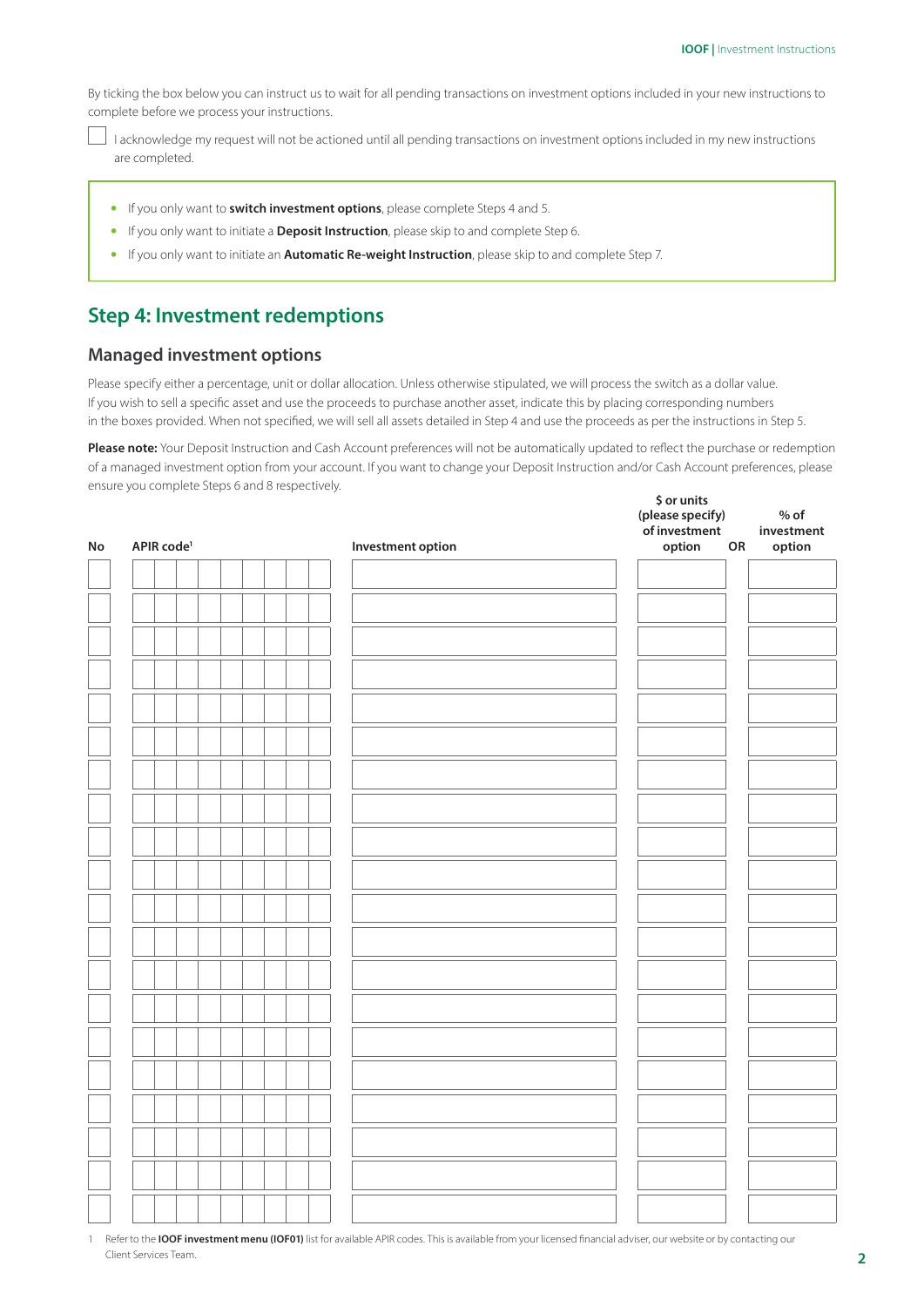By ticking the box below you can instruct us to wait for all pending transactions on investment options included in your new instructions to complete before we process your instructions.

☐ I acknowledge my request will not be actioned until all pending transactions on investment options included in my new instructions are completed.

- If you only want to **switch investment options**, please complete Steps 4 and 5.
- If you only want to initiate a **Deposit Instruction**, please skip to and complete Step 6.
- If you only want to initiate an **Automatic Re-weight Instruction**, please skip to and complete Step 7.

## Step 4: Investment redemptions

### Managed investment options

Please specify either a percentage, unit or dollar allocation. Unless otherwise stipulated, we will process the switch as a dollar value. If you wish to sell a specific asset and use the proceeds to purchase another asset, indicate this by placing corresponding numbers in the boxes provided. When not specified, we will sell all assets detailed in Step 4 and use the proceeds as per the instructions in Step 5.

**Please note:** Your Deposit Instruction and Cash Account preferences will not be automatically updated to reflect the purchase or redemption of a managed investment option from your account. If you want to change your Deposit Instruction and/or Cash Account preferences, please ensure you complete Steps 6 and 8 respectively.

| No | APIR code[1] | Investment option | $ or units (please specify) of investment option | OR | % of investment option |
|---|---|---|---|---|---|
| | | | | | |
| | | | | | |
| | | | | | |
| | | | | | |
| | | | | | |
| | | | | | |
| | | | | | |
| | | | | | |
| | | | | | |
| | | | | | |
| | | | | | |
| | | | | | |
| | | | | | |
| | | | | | |
| | | | | | |
| | | | | | |
| | | | | | |
| | | | | | |
| | | | | | |
| | | | | | |

1 Refer to the **IOOF investment menu (IOF01)** list for available APIR codes. This is available from your licensed financial adviser, our website or by contacting our Client Services Team.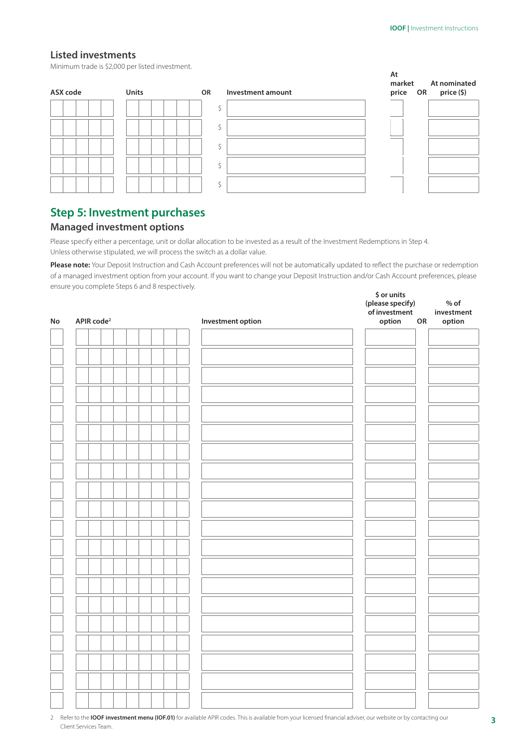## Listed investments

Minimum trade is $2,000 per listed investment.

| ASX code | Units | OR | Investment amount | At market price | OR | At nominated price ($) |
|---|---|---|---|---|---|---|
| | | | $ | | | |
| | | | $ | | | |
| | | | $ | | | |
| | | | $ | | | |
| | | | $ | | | |

# Step 5: Investment purchases

## Managed investment options

Please specify either a percentage, unit or dollar allocation to be invested as a result of the Investment Redemptions in Step 4.
Unless otherwise stipulated, we will process the switch as a dollar value.

**Please note:** Your Deposit Instruction and Cash Account preferences will not be automatically updated to reflect the purchase or redemption of a managed investment option from your account. If you want to change your Deposit Instruction and/or Cash Account preferences, please ensure you complete Steps 6 and 8 respectively.

| No | APIR code[2] | Investment option | $ or units (please specify) of investment option | OR | % of investment option |
|---|---|---|---|---|---|
| | | | | | |
| | | | | | |
| | | | | | |
| | | | | | |
| | | | | | |
| | | | | | |
| | | | | | |
| | | | | | |
| | | | | | |
| | | | | | |
| | | | | | |
| | | | | | |
| | | | | | |
| | | | | | |
| | | | | | |
| | | | | | |
| | | | | | |
| | | | | | |
| | | | | | |
| | | | | | |

2 Refer to the **IOOF investment menu (IOF.01)** for available APIR codes. This is available from your licensed financial adviser, our website or by contacting our Client Services Team.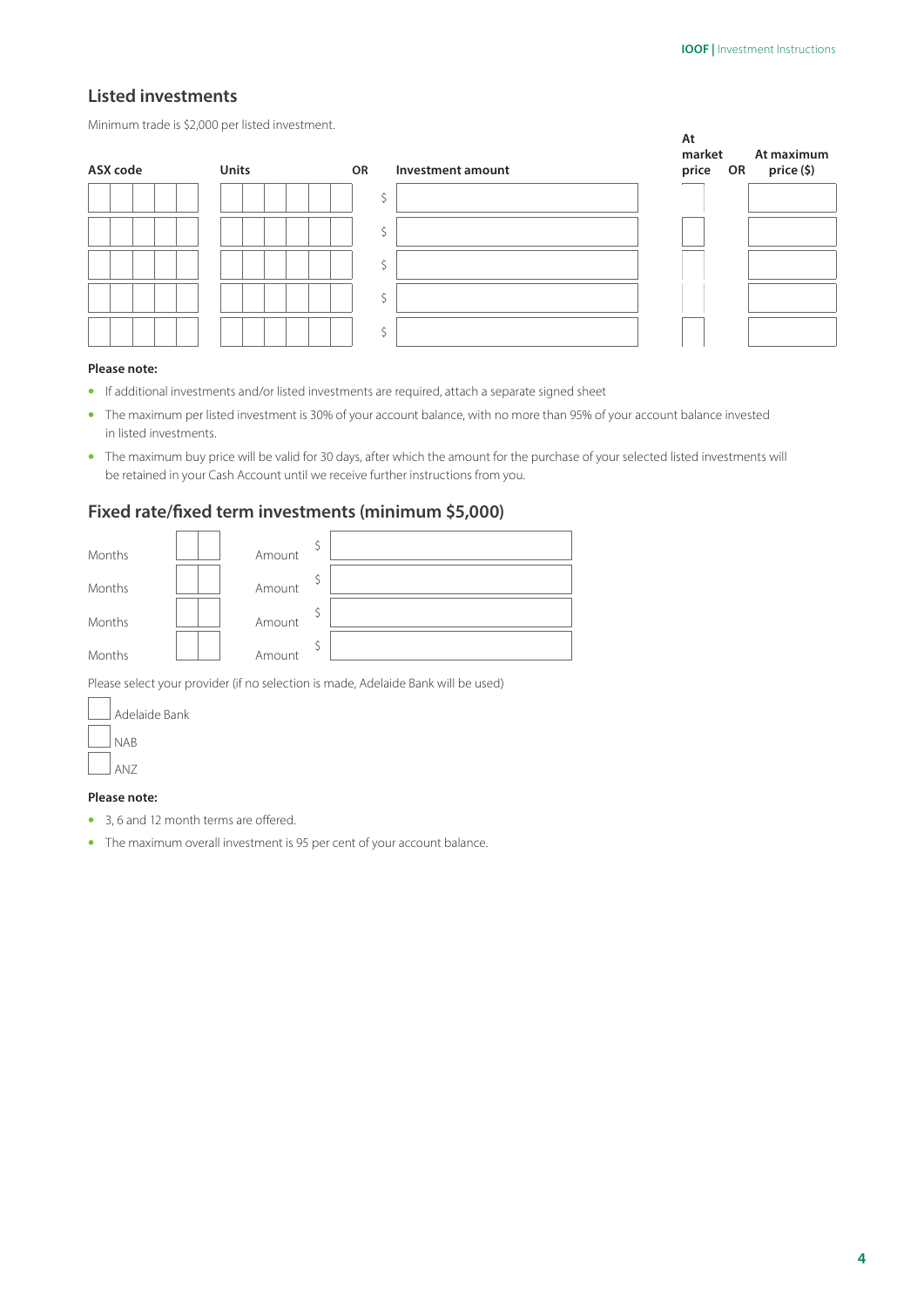## Listed investments

Minimum trade is $2,000 per listed investment.

| ASX code | Units | OR | Investment amount | At market price | OR | At maximum price ($) |
|---|---|---|---|---|---|---|
| | | | $ | | | |
| | | | $ | | | |
| | | | $ | | | |
| | | | $ | | | |
| | | | $ | | | |

**Please note:**

- If additional investments and/or listed investments are required, attach a separate signed sheet
- The maximum per listed investment is 30% of your account balance, with no more than 95% of your account balance invested in listed investments.
- The maximum buy price will be valid for 30 days, after which the amount for the purchase of your selected listed investments will be retained in your Cash Account until we receive further instructions from you.

## Fixed rate/fixed term investments (minimum $5,000)

| Months | | Amount | $ |
|---|---|---|---|
| Months | | Amount | $ |
| Months | | Amount | $ |
| Months | | Amount | $ |

Please select your provider (if no selection is made, Adelaide Bank will be used)

- ☐ Adelaide Bank
- ☐ NAB
- ☐ ANZ

**Please note:**

- 3, 6 and 12 month terms are offered.
- The maximum overall investment is 95 per cent of your account balance.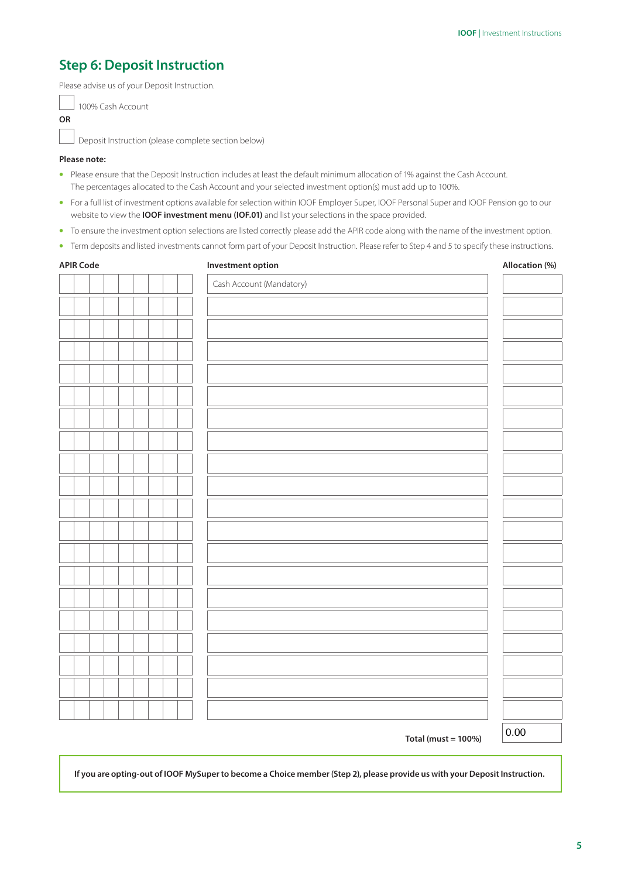## Step 6: Deposit Instruction

Please advise us of your Deposit Instruction.

☐ 100% Cash Account

**OR**

☐ Deposit Instruction (please complete section below)

**Please note:**

- Please ensure that the Deposit Instruction includes at least the default minimum allocation of 1% against the Cash Account. The percentages allocated to the Cash Account and your selected investment option(s) must add up to 100%.
- For a full list of investment options available for selection within IOOF Employer Super, IOOF Personal Super and IOOF Pension go to our website to view the **IOOF investment menu (IOF.01)** and list your selections in the space provided.
- To ensure the investment option selections are listed correctly please add the APIR code along with the name of the investment option.
- Term deposits and listed investments cannot form part of your Deposit Instruction. Please refer to Step 4 and 5 to specify these instructions.

| APIR Code | Investment option | Allocation (%) |
|---|---|---|
| | Cash Account (Mandatory) | |
| | | |
| | | |
| | | |
| | | |
| | | |
| | | |
| | | |
| | | |
| | | |
| | | |
| | | |
| | | |
| | | |
| | | |
| | | |
| | | |
| | | |
| | | |
| | | |
| | **Total (must = 100%)** | 0.00 |

**If you are opting-out of IOOF MySuper to become a Choice member (Step 2), please provide us with your Deposit Instruction.**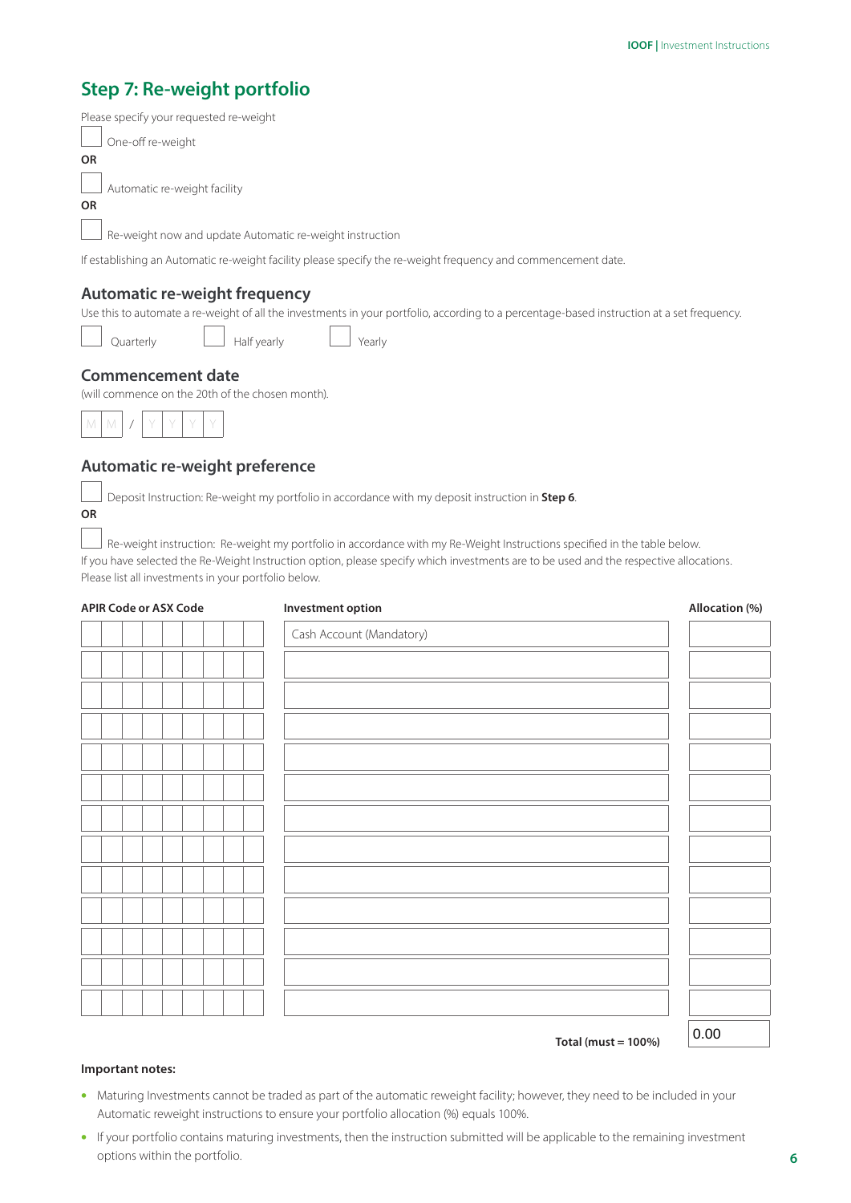## Step 7: Re-weight portfolio

Please specify your requested re-weight

☐ One-off re-weight

**OR**

☐ Automatic re-weight facility

**OR**

☐ Re-weight now and update Automatic re-weight instruction

If establishing an Automatic re-weight facility please specify the re-weight frequency and commencement date.

### Automatic re-weight frequency

Use this to automate a re-weight of all the investments in your portfolio, according to a percentage-based instruction at a set frequency.

☐ Quarterly ☐ Half yearly ☐ Yearly

### Commencement date

(will commence on the 20th of the chosen month).

M M / Y Y Y Y

### Automatic re-weight preference

☐ Deposit Instruction: Re-weight my portfolio in accordance with my deposit instruction in **Step 6**.

**OR**

☐ Re-weight instruction: Re-weight my portfolio in accordance with my Re-Weight Instructions specified in the table below.

If you have selected the Re-Weight Instruction option, please specify which investments are to be used and the respective allocations. Please list all investments in your portfolio below.

| APIR Code or ASX Code | Investment option | Allocation (%) |
|---|---|---|
| | Cash Account (Mandatory) | |
| | | |
| | | |
| | | |
| | | |
| | | |
| | | |
| | | |
| | | |
| | | |
| | | |
| | | |
| | | |
| | **Total (must = 100%)** | 0.00 |

**Important notes:**

- Maturing Investments cannot be traded as part of the automatic reweight facility; however, they need to be included in your Automatic reweight instructions to ensure your portfolio allocation (%) equals 100%.
- If your portfolio contains maturing investments, then the instruction submitted will be applicable to the remaining investment options within the portfolio.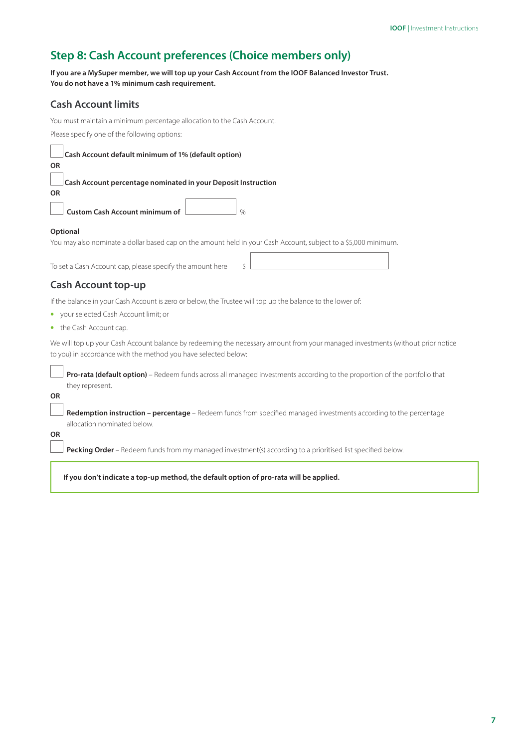## Step 8: Cash Account preferences (Choice members only)

**If you are a MySuper member, we will top up your Cash Account from the IOOF Balanced Investor Trust. You do not have a 1% minimum cash requirement.**

### Cash Account limits

You must maintain a minimum percentage allocation to the Cash Account.

Please specify one of the following options:

☐ **Cash Account default minimum of 1% (default option)**

**OR**

☐ **Cash Account percentage nominated in your Deposit Instruction**

**OR**

☐ **Custom Cash Account minimum of** ________ %

**Optional**

You may also nominate a dollar based cap on the amount held in your Cash Account, subject to a $5,000 minimum.

To set a Cash Account cap, please specify the amount here $ ____________

### Cash Account top-up

If the balance in your Cash Account is zero or below, the Trustee will top up the balance to the lower of:

- your selected Cash Account limit; or
- the Cash Account cap.

We will top up your Cash Account balance by redeeming the necessary amount from your managed investments (without prior notice to you) in accordance with the method you have selected below:

☐ **Pro-rata (default option)** – Redeem funds across all managed investments according to the proportion of the portfolio that they represent.

**OR**

☐ **Redemption instruction – percentage** – Redeem funds from specified managed investments according to the percentage allocation nominated below.

**OR**

☐ **Pecking Order** – Redeem funds from my managed investment(s) according to a prioritised list specified below.

**If you don't indicate a top-up method, the default option of pro-rata will be applied.**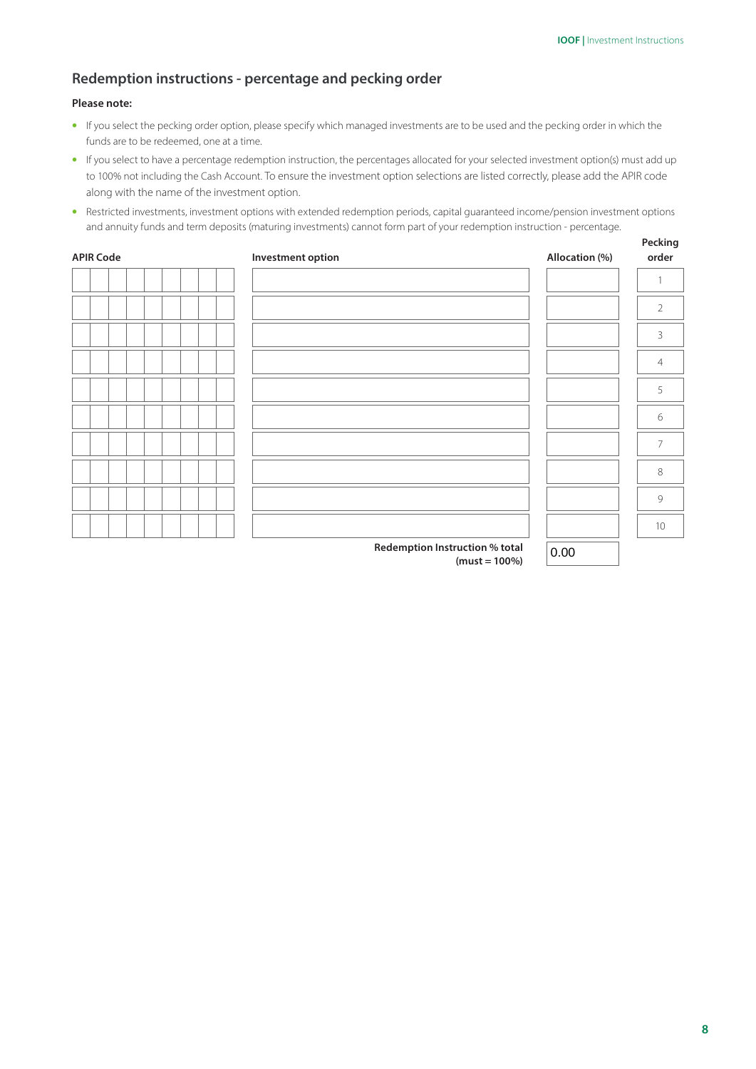## Redemption instructions - percentage and pecking order

**Please note:**

- If you select the pecking order option, please specify which managed investments are to be used and the pecking order in which the funds are to be redeemed, one at a time.
- If you select to have a percentage redemption instruction, the percentages allocated for your selected investment option(s) must add up to 100% not including the Cash Account. To ensure the investment option selections are listed correctly, please add the APIR code along with the name of the investment option.
- Restricted investments, investment options with extended redemption periods, capital guaranteed income/pension investment options and annuity funds and term deposits (maturing investments) cannot form part of your redemption instruction - percentage.

| APIR Code | Investment option | Allocation (%) | Pecking order |
|---|---|---|---|
| | | | 1 |
| | | | 2 |
| | | | 3 |
| | | | 4 |
| | | | 5 |
| | | | 6 |
| | | | 7 |
| | | | 8 |
| | | | 9 |
| | | | 10 |
| | **Redemption Instruction % total (must = 100%)** | 0.00 | |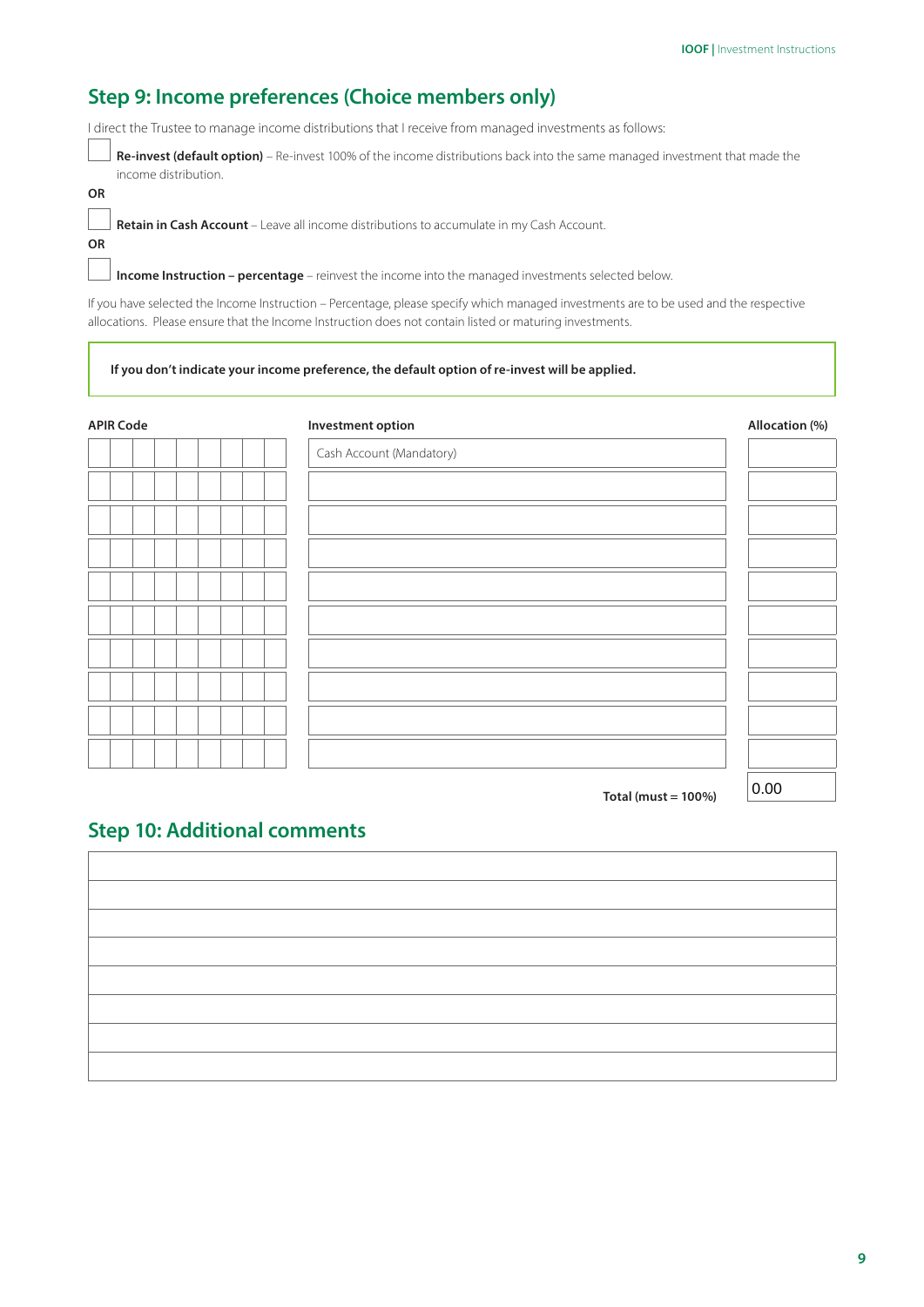## Step 9: Income preferences (Choice members only)

I direct the Trustee to manage income distributions that I receive from managed investments as follows:

☐ **Re-invest (default option)** – Re-invest 100% of the income distributions back into the same managed investment that made the income distribution.

**OR**

☐ **Retain in Cash Account** – Leave all income distributions to accumulate in my Cash Account.

**OR**

☐ **Income Instruction – percentage** – reinvest the income into the managed investments selected below.

If you have selected the Income Instruction – Percentage, please specify which managed investments are to be used and the respective allocations. Please ensure that the Income Instruction does not contain listed or maturing investments.

**If you don't indicate your income preference, the default option of re-invest will be applied.**

| APIR Code | Investment option | Allocation (%) |
|---|---|---|
| | Cash Account (Mandatory) | |
| | | |
| | | |
| | | |
| | | |
| | | |
| | | |
| | | |
| | | |
| | | |
| | **Total (must = 100%)** | 0.00 |

## Step 10: Additional comments

| |
|---|
| |
| |
| |
| |
| |
| |
| |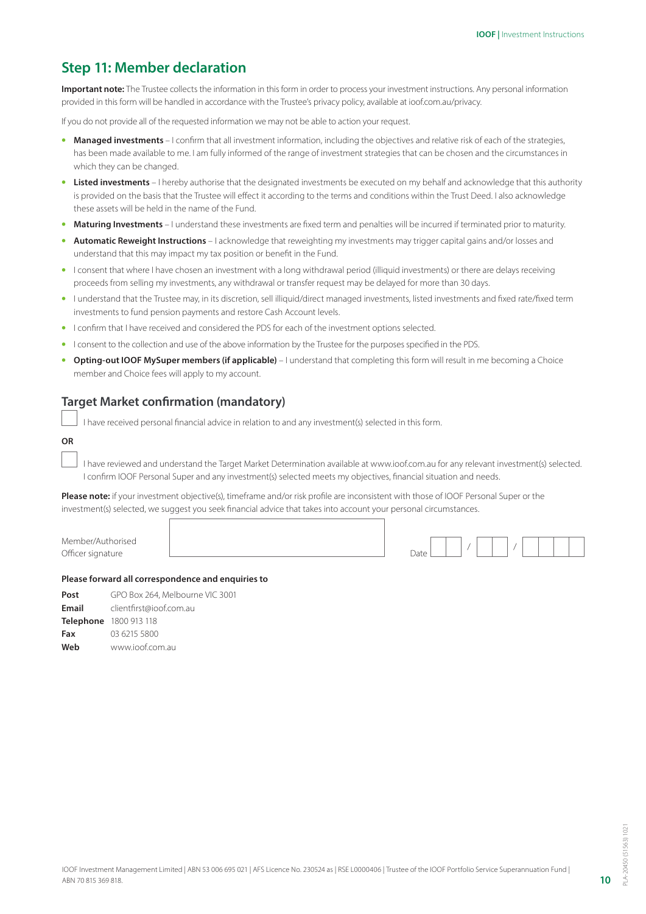## Step 11: Member declaration

**Important note:** The Trustee collects the information in this form in order to process your investment instructions. Any personal information provided in this form will be handled in accordance with the Trustee's privacy policy, available at ioof.com.au/privacy.

If you do not provide all of the requested information we may not be able to action your request.

- **Managed investments** – I confirm that all investment information, including the objectives and relative risk of each of the strategies, has been made available to me. I am fully informed of the range of investment strategies that can be chosen and the circumstances in which they can be changed.
- **Listed investments** – I hereby authorise that the designated investments be executed on my behalf and acknowledge that this authority is provided on the basis that the Trustee will effect it according to the terms and conditions within the Trust Deed. I also acknowledge these assets will be held in the name of the Fund.
- **Maturing Investments** – I understand these investments are fixed term and penalties will be incurred if terminated prior to maturity.
- **Automatic Reweight Instructions** – I acknowledge that reweighting my investments may trigger capital gains and/or losses and understand that this may impact my tax position or benefit in the Fund.
- I consent that where I have chosen an investment with a long withdrawal period (illiquid investments) or there are delays receiving proceeds from selling my investments, any withdrawal or transfer request may be delayed for more than 30 days.
- I understand that the Trustee may, in its discretion, sell illiquid/direct managed investments, listed investments and fixed rate/fixed term investments to fund pension payments and restore Cash Account levels.
- I confirm that I have received and considered the PDS for each of the investment options selected.
- I consent to the collection and use of the above information by the Trustee for the purposes specified in the PDS.
- **Opting-out IOOF MySuper members (if applicable)** – I understand that completing this form will result in me becoming a Choice member and Choice fees will apply to my account.

### Target Market confirmation (mandatory)

☐ I have received personal financial advice in relation to and any investment(s) selected in this form.

**OR**

☐ I have reviewed and understand the Target Market Determination available at www.ioof.com.au for any relevant investment(s) selected. I confirm IOOF Personal Super and any investment(s) selected meets my objectives, financial situation and needs.

**Please note:** if your investment objective(s), timeframe and/or risk profile are inconsistent with those of IOOF Personal Super or the investment(s) selected, we suggest you seek financial advice that takes into account your personal circumstances.

Member/Authorised Officer signature ______________________ Date ___ / ___ / _____

**Please forward all correspondence and enquiries to**

**Post** GPO Box 264, Melbourne VIC 3001
**Email** clientfirst@ioof.com.au
**Telephone** 1800 913 118
**Fax** 03 6215 5800
**Web** www.ioof.com.au

IOOF Investment Management Limited | ABN 53 006 695 021 | AFS Licence No. 230524 as | RSE L0000406 | Trustee of the IOOF Portfolio Service Superannuation Fund | ABN 70 815 369 818.

PLA-20450 (51563) 1021